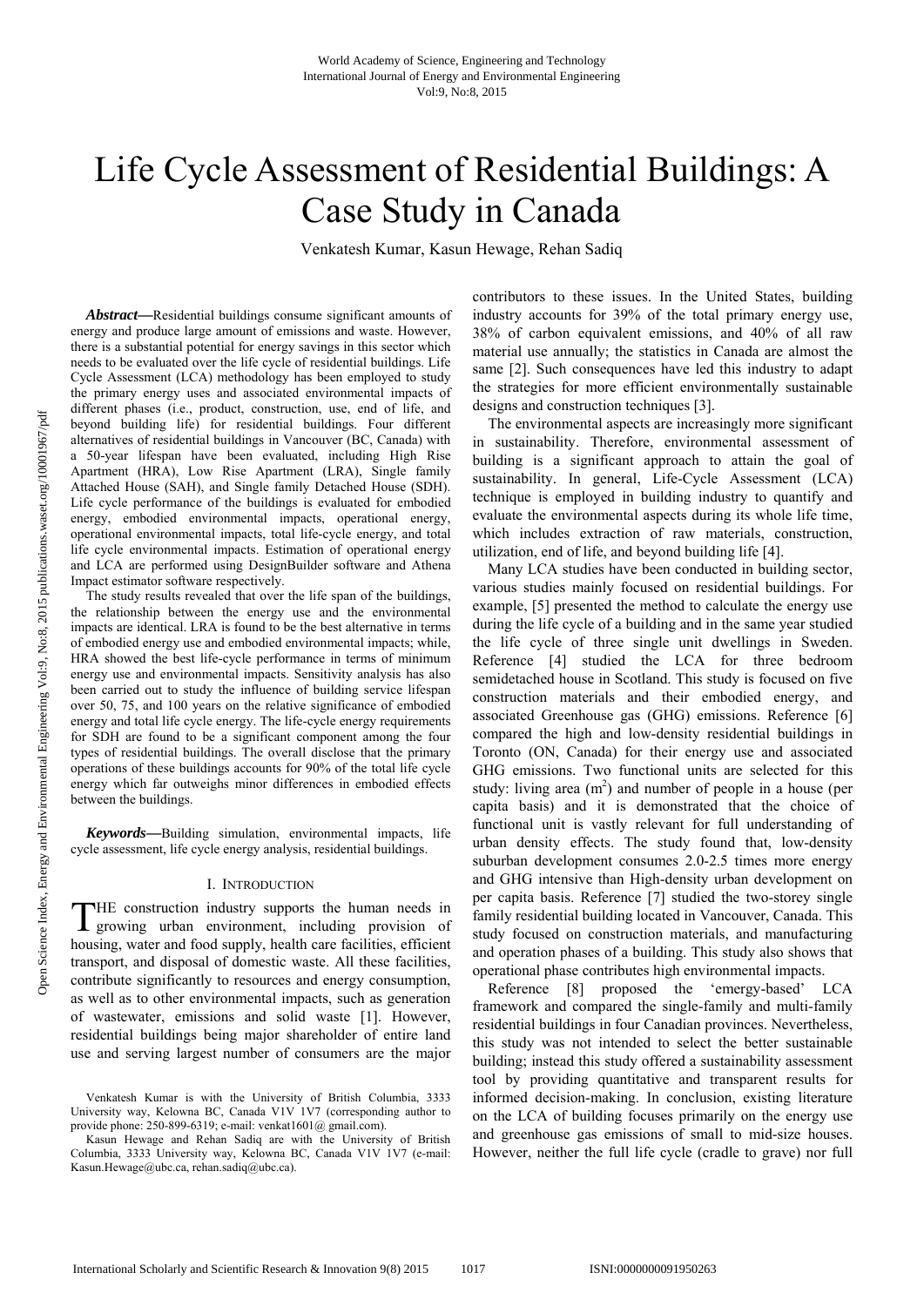# Life Cycle Assessment of Residential Buildings: A Case Study in Canada

Venkatesh Kumar, Kasun Hewage, Rehan Sadiq

***Abstract*—**Residential buildings consume significant amounts of energy and produce large amount of emissions and waste. However, there is a substantial potential for energy savings in this sector which needs to be evaluated over the life cycle of residential buildings. Life Cycle Assessment (LCA) methodology has been employed to study the primary energy uses and associated environmental impacts of different phases (i.e., product, construction, use, end of life, and beyond building life) for residential buildings. Four different alternatives of residential buildings in Vancouver (BC, Canada) with a 50-year lifespan have been evaluated, including High Rise Apartment (HRA), Low Rise Apartment (LRA), Single family Attached House (SAH), and Single family Detached House (SDH). Life cycle performance of the buildings is evaluated for embodied energy, embodied environmental impacts, operational energy, operational environmental impacts, total life-cycle energy, and total life cycle environmental impacts. Estimation of operational energy and LCA are performed using DesignBuilder software and Athena Impact estimator software respectively.

The study results revealed that over the life span of the buildings, the relationship between the energy use and the environmental impacts are identical. LRA is found to be the best alternative in terms of embodied energy use and embodied environmental impacts; while, HRA showed the best life-cycle performance in terms of minimum energy use and environmental impacts. Sensitivity analysis has also been carried out to study the influence of building service lifespan over 50, 75, and 100 years on the relative significance of embodied energy and total life cycle energy. The life-cycle energy requirements for SDH are found to be a significant component among the four types of residential buildings. The overall disclose that the primary operations of these buildings accounts for 90% of the total life cycle energy which far outweighs minor differences in embodied effects between the buildings.

***Keywords*—**Building simulation, environmental impacts, life cycle assessment, life cycle energy analysis, residential buildings.

## I. Introduction

THE construction industry supports the human needs in growing urban environment, including provision of housing, water and food supply, health care facilities, efficient transport, and disposal of domestic waste. All these facilities, contribute significantly to resources and energy consumption, as well as to other environmental impacts, such as generation of wastewater, emissions and solid waste [1]. However, residential buildings being major shareholder of entire land use and serving largest number of consumers are the major contributors to these issues. In the United States, building industry accounts for 39% of the total primary energy use, 38% of carbon equivalent emissions, and 40% of all raw material use annually; the statistics in Canada are almost the same [2]. Such consequences have led this industry to adapt the strategies for more efficient environmentally sustainable designs and construction techniques [3].

The environmental aspects are increasingly more significant in sustainability. Therefore, environmental assessment of building is a significant approach to attain the goal of sustainability. In general, Life-Cycle Assessment (LCA) technique is employed in building industry to quantify and evaluate the environmental aspects during its whole life time, which includes extraction of raw materials, construction, utilization, end of life, and beyond building life [4].

Many LCA studies have been conducted in building sector, various studies mainly focused on residential buildings. For example, [5] presented the method to calculate the energy use during the life cycle of a building and in the same year studied the life cycle of three single unit dwellings in Sweden. Reference [4] studied the LCA for three bedroom semidetached house in Scotland. This study is focused on five construction materials and their embodied energy, and associated Greenhouse gas (GHG) emissions. Reference [6] compared the high and low-density residential buildings in Toronto (ON, Canada) for their energy use and associated GHG emissions. Two functional units are selected for this study: living area ($m^2$) and number of people in a house (per capita basis) and it is demonstrated that the choice of functional unit is vastly relevant for full understanding of urban density effects. The study found that, low-density suburban development consumes 2.0-2.5 times more energy and GHG intensive than High-density urban development on per capita basis. Reference [7] studied the two-storey single family residential building located in Vancouver, Canada. This study focused on construction materials, and manufacturing and operation phases of a building. This study also shows that operational phase contributes high environmental impacts.

Reference [8] proposed the 'emergy-based' LCA framework and compared the single-family and multi-family residential buildings in four Canadian provinces. Nevertheless, this study was not intended to select the better sustainable building; instead this study offered a sustainability assessment tool by providing quantitative and transparent results for informed decision-making. In conclusion, existing literature on the LCA of building focuses primarily on the energy use and greenhouse gas emissions of small to mid-size houses. However, neither the full life cycle (cradle to grave) nor full

Venkatesh Kumar is with the University of British Columbia, 3333 University way, Kelowna BC, Canada V1V 1V7 (corresponding author to provide phone: 250-899-6319; e-mail: venkat1601@ gmail.com).

Kasun Hewage and Rehan Sadiq are with the University of British Columbia, 3333 University way, Kelowna BC, Canada V1V 1V7 (e-mail: Kasun.Hewage@ubc.ca, rehan.sadiq@ubc.ca).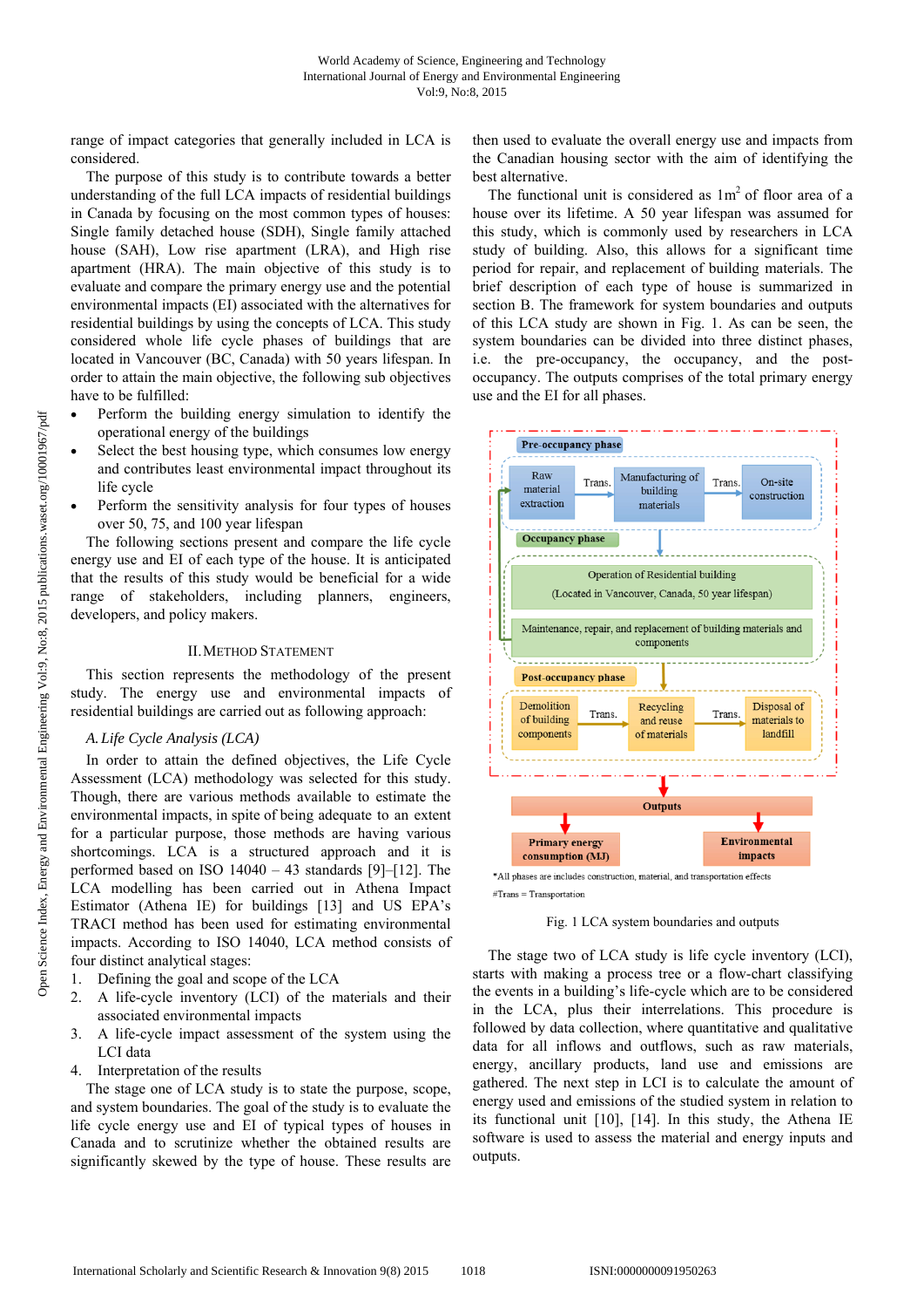range of impact categories that generally included in LCA is considered.

The purpose of this study is to contribute towards a better understanding of the full LCA impacts of residential buildings in Canada by focusing on the most common types of houses: Single family detached house (SDH), Single family attached house (SAH), Low rise apartment (LRA), and High rise apartment (HRA). The main objective of this study is to evaluate and compare the primary energy use and the potential environmental impacts (EI) associated with the alternatives for residential buildings by using the concepts of LCA. This study considered whole life cycle phases of buildings that are located in Vancouver (BC, Canada) with 50 years lifespan. In order to attain the main objective, the following sub objectives have to be fulfilled:

- Perform the building energy simulation to identify the operational energy of the buildings
- Select the best housing type, which consumes low energy and contributes least environmental impact throughout its life cycle
- Perform the sensitivity analysis for four types of houses over 50, 75, and 100 year lifespan

The following sections present and compare the life cycle energy use and EI of each type of the house. It is anticipated that the results of this study would be beneficial for a wide range of stakeholders, including planners, engineers, developers, and policy makers.

## II. Method Statement

This section represents the methodology of the present study. The energy use and environmental impacts of residential buildings are carried out as following approach:

### *A. Life Cycle Analysis (LCA)*

In order to attain the defined objectives, the Life Cycle Assessment (LCA) methodology was selected for this study. Though, there are various methods available to estimate the environmental impacts, in spite of being adequate to an extent for a particular purpose, those methods are having various shortcomings. LCA is a structured approach and it is performed based on ISO 14040 – 43 standards [9]–[12]. The LCA modelling has been carried out in Athena Impact Estimator (Athena IE) for buildings [13] and US EPA's TRACI method has been used for estimating environmental impacts. According to ISO 14040, LCA method consists of four distinct analytical stages:

1. Defining the goal and scope of the LCA
2. A life-cycle inventory (LCI) of the materials and their associated environmental impacts
3. A life-cycle impact assessment of the system using the LCI data
4. Interpretation of the results

The stage one of LCA study is to state the purpose, scope, and system boundaries. The goal of the study is to evaluate the life cycle energy use and EI of typical types of houses in Canada and to scrutinize whether the obtained results are significantly skewed by the type of house. These results are then used to evaluate the overall energy use and impacts from the Canadian housing sector with the aim of identifying the best alternative.

The functional unit is considered as 1m$^2$ of floor area of a house over its lifetime. A 50 year lifespan was assumed for this study, which is commonly used by researchers in LCA study of building. Also, this allows for a significant time period for repair, and replacement of building materials. The brief description of each type of house is summarized in section B. The framework for system boundaries and outputs of this LCA study are shown in Fig. 1. As can be seen, the system boundaries can be divided into three distinct phases, i.e. the pre-occupancy, the occupancy, and the post-occupancy. The outputs comprises of the total primary energy use and the EI for all phases.

Fig. 1 LCA system boundaries and outputs

The stage two of LCA study is life cycle inventory (LCI), starts with making a process tree or a flow-chart classifying the events in a building's life-cycle which are to be considered in the LCA, plus their interrelations. This procedure is followed by data collection, where quantitative and qualitative data for all inflows and outflows, such as raw materials, energy, ancillary products, land use and emissions are gathered. The next step in LCI is to calculate the amount of energy use and emissions of the studied system in relation to its functional unit [10], [14]. In this study, the Athena IE software is used to assess the material and energy inputs and outputs.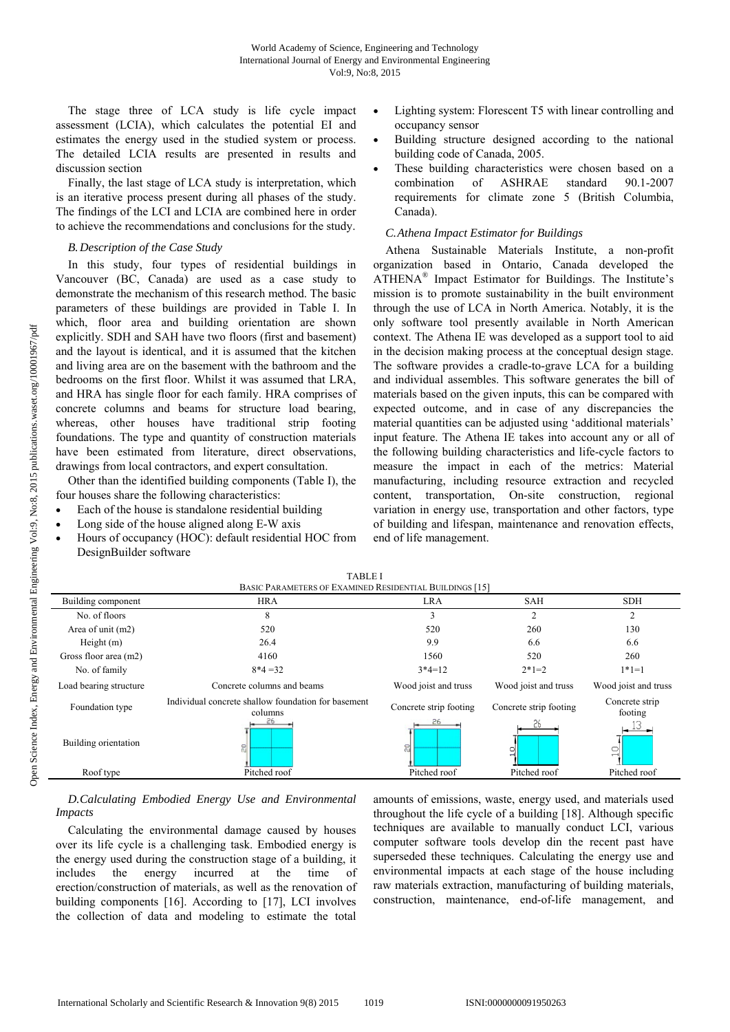The stage three of LCA study is life cycle impact assessment (LCIA), which calculates the potential EI and estimates the energy used in the studied system or process. The detailed LCIA results are presented in results and discussion section

Finally, the last stage of LCA study is interpretation, which is an iterative process present during all phases of the study. The findings of the LCI and LCIA are combined here in order to achieve the recommendations and conclusions for the study.

### B. Description of the Case Study

In this study, four types of residential buildings in Vancouver (BC, Canada) are used as a case study to demonstrate the mechanism of this research method. The basic parameters of these buildings are provided in Table I. In which, floor area and building orientation are shown explicitly. SDH and SAH have two floors (first and basement) and the layout is identical, and it is assumed that the kitchen and living area are on the basement with the bathroom and the bedrooms on the first floor. Whilst it was assumed that LRA, and HRA has single floor for each family. HRA comprises of concrete columns and beams for structure load bearing, whereas, other houses have traditional strip footing foundations. The type and quantity of construction materials have been estimated from literature, direct observations, drawings from local contractors, and expert consultation.

Other than the identified building components (Table I), the four houses share the following characteristics:

- Each of the house is standalone residential building
- Long side of the house aligned along E-W axis
- Hours of occupancy (HOC): default residential HOC from DesignBuilder software
- Lighting system: Florescent T5 with linear controlling and occupancy sensor
- Building structure designed according to the national building code of Canada, 2005.
- These building characteristics were chosen based on a combination of ASHRAE standard 90.1-2007 requirements for climate zone 5 (British Columbia, Canada).

### C. Athena Impact Estimator for Buildings

Athena Sustainable Materials Institute, a non-profit organization based in Ontario, Canada developed the ATHENA® Impact Estimator for Buildings. The Institute's mission is to promote sustainability in the built environment through the use of LCA in North America. Notably, it is the only software tool presently available in North American context. The Athena IE was developed as a support tool to aid in the decision making process at the conceptual design stage. The software provides a cradle-to-grave LCA for a building and individual assembles. This software generates the bill of materials based on the given inputs, this can be compared with expected outcome, and in case of any discrepancies the material quantities can be adjusted using 'additional materials' input feature. The Athena IE takes into account any or all of the following building characteristics and life-cycle factors to measure the impact in each of the metrics: Material manufacturing, including resource extraction and recycled content, transportation, On-site construction, regional variation in energy use, transportation and other factors, type of building and lifespan, maintenance and renovation effects, end of life management.

TABLE I
BASIC PARAMETERS OF EXAMINED RESIDENTIAL BUILDINGS [15]

| Building component | HRA | LRA | SAH | SDH |
|---|---|---|---|---|
| No. of floors | 8 | 3 | 2 | 2 |
| Area of unit (m2) | 520 | 520 | 260 | 130 |
| Height (m) | 26.4 | 9.9 | 6.6 | 6.6 |
| Gross floor area (m2) | 4160 | 1560 | 520 | 260 |
| No. of family | 8*4 =32 | 3*4=12 | 2*1=2 | 1*1=1 |
| Load bearing structure | Concrete columns and beams | Wood joist and truss | Wood joist and truss | Wood joist and truss |
| Foundation type | Individual concrete shallow foundation for basement columns | Concrete strip footing | Concrete strip footing | Concrete strip footing |
| Building orientation | 26 × 20 | 26 × 20 | 26 × 10 | 13 × 10 |
| Roof type | Pitched roof | Pitched roof | Pitched roof | Pitched roof |

### D. Calculating Embodied Energy Use and Environmental Impacts

Calculating the environmental damage caused by houses over its life cycle is a challenging task. Embodied energy is the energy used during the construction stage of a building, it includes the energy incurred at the time of erection/construction of materials, as well as the renovation of building components [16]. According to [17], LCI involves the collection of data and modeling to estimate the total amounts of emissions, waste, energy used, and materials used throughout the life cycle of a building [18]. Although specific techniques are available to manually conduct LCI, various computer software tools develop din the recent past have superseded these techniques. Calculating the energy use and environmental impacts at each stage of the house including raw materials extraction, manufacturing of building materials, construction, maintenance, end-of-life management, and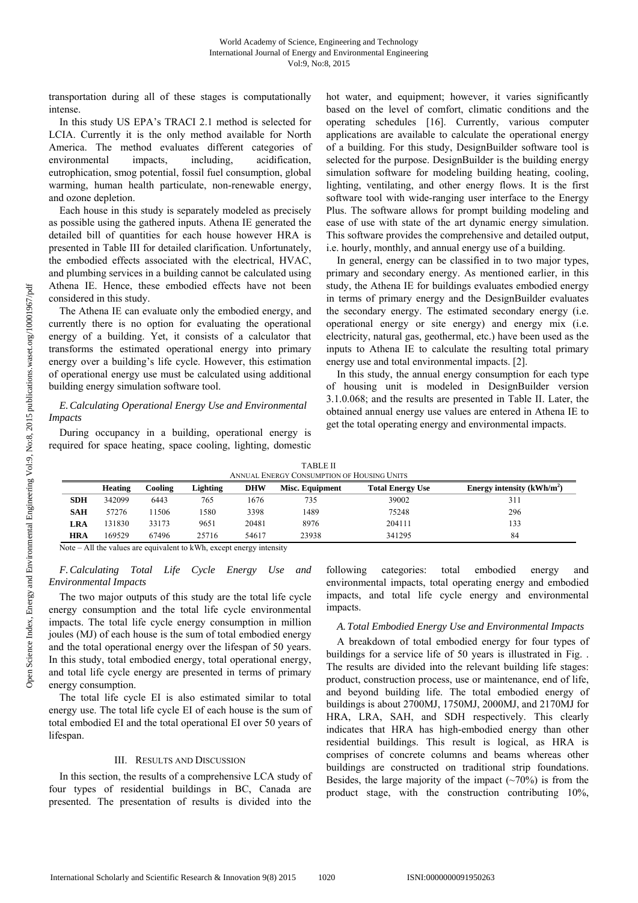transportation during all of these stages is computationally intense.

In this study US EPA's TRACI 2.1 method is selected for LCIA. Currently it is the only method available for North America. The method evaluates different categories of environmental impacts, including, acidification, eutrophication, smog potential, fossil fuel consumption, global warming, human health particulate, non-renewable energy, and ozone depletion.

Each house in this study is separately modeled as precisely as possible using the gathered inputs. Athena IE generated the detailed bill of quantities for each house however HRA is presented in Table III for detailed clarification. Unfortunately, the embodied effects associated with the electrical, HVAC, and plumbing services in a building cannot be calculated using Athena IE. Hence, these embodied effects have not been considered in this study.

The Athena IE can evaluate only the embodied energy, and currently there is no option for evaluating the operational energy of a building. Yet, it consists of a calculator that transforms the estimated operational energy into primary energy over a building's life cycle. However, this estimation of operational energy use must be calculated using additional building energy simulation software tool.

### *E. Calculating Operational Energy Use and Environmental Impacts*

During occupancy in a building, operational energy is required for space heating, space cooling, lighting, domestic hot water, and equipment; however, it varies significantly based on the level of comfort, climatic conditions and the operating schedules [16]. Currently, various computer applications are available to calculate the operational energy of a building. For this study, DesignBuilder software tool is selected for the purpose. DesignBuilder is the building energy simulation software for modeling building heating, cooling, lighting, ventilating, and other energy flows. It is the first software tool with wide-ranging user interface to the Energy Plus. The software allows for prompt building modeling and ease of use with state of the art dynamic energy simulation. This software provides the comprehensive and detailed output, i.e. hourly, monthly, and annual energy use of a building.

In general, energy can be classified in to two major types, primary and secondary energy. As mentioned earlier, in this study, the Athena IE for buildings evaluates embodied energy in terms of primary energy and the DesignBuilder evaluates the secondary energy. The estimated secondary energy (i.e. operational energy or site energy) and energy mix (i.e. electricity, natural gas, geothermal, etc.) have been used as the inputs to Athena IE to calculate the resulting total primary energy use and total environmental impacts. [2].

In this study, the annual energy consumption for each type of housing unit is modeled in DesignBuilder version 3.1.0.068; and the results are presented in Table II. Later, the obtained annual energy use values are entered in Athena IE to get the total operating energy and environmental impacts.

TABLE II
ANNUAL ENERGY CONSUMPTION OF HOUSING UNITS

| | Heating | Cooling | Lighting | DHW | Misc. Equipment | Total Energy Use | Energy intensity (kWh/m$^2$) |
|---|---|---|---|---|---|---|---|
| **SDH** | 342099 | 6443 | 765 | 1676 | 735 | 39002 | 311 |
| **SAH** | 57276 | 11506 | 1580 | 3398 | 1489 | 75248 | 296 |
| **LRA** | 131830 | 33173 | 9651 | 20481 | 8976 | 204111 | 133 |
| **HRA** | 169529 | 67496 | 25716 | 54617 | 23938 | 341295 | 84 |

Note – All the values are equivalent to kWh, except energy intensity

### *F. Calculating Total Life Cycle Energy Use and Environmental Impacts*

The two major outputs of this study are the total life cycle energy consumption and the total life cycle environmental impacts. The total life cycle energy consumption in million joules (MJ) of each house is the sum of total embodied energy and the total operational energy over the lifespan of 50 years. In this study, total embodied energy, total operational energy, and total life cycle energy are presented in terms of primary energy consumption.

The total life cycle EI is also estimated similar to total energy use. The total life cycle EI of each house is the sum of total embodied EI and the total operational EI over 50 years of lifespan.

## III. Results and Discussion

In this section, the results of a comprehensive LCA study of four types of residential buildings in BC, Canada are presented. The presentation of results is divided into the following categories: total embodied energy and environmental impacts, total operating energy and embodied impacts, and total life cycle energy and environmental impacts.

### *A. Total Embodied Energy Use and Environmental Impacts*

A breakdown of total embodied energy for four types of buildings for a service life of 50 years is illustrated in Fig. . The results are divided into the relevant building life stages: product, construction process, use or maintenance, end of life, and beyond building life. The total embodied energy of buildings is about 2700MJ, 1750MJ, 2000MJ, and 2170MJ for HRA, LRA, SAH, and SDH respectively. This clearly indicates that HRA has high-embodied energy than other residential buildings. This result is logical, as HRA is comprises of concrete columns and beams whereas other buildings are constructed on traditional strip foundations. Besides, the large majority of the impact (~70%) is from the product stage, with the construction contributing 10%,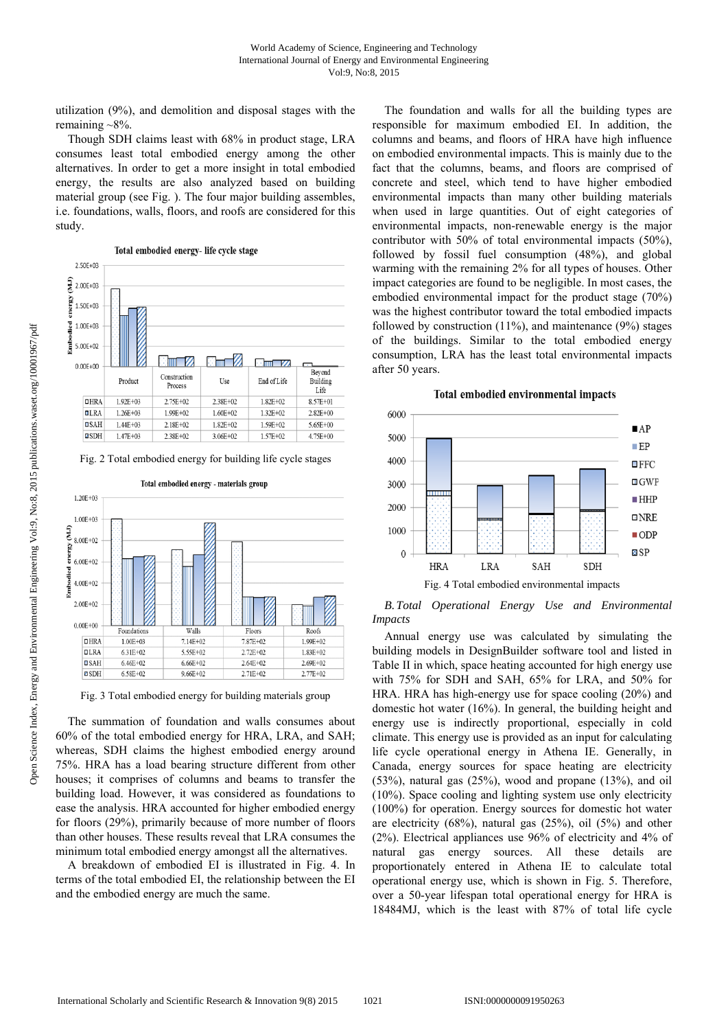utilization (9%), and demolition and disposal stages with the remaining ~8%.

Though SDH claims least with 68% in product stage, LRA consumes least total embodied energy among the other alternatives. In order to get a more insight in total embodied energy, the results are also analyzed based on building material group (see Fig. ). The four major building assembles, i.e. foundations, walls, floors, and roofs are considered for this study.

Total embodied energy- life cycle stage

| | Product | Construction Process | Use | End of Life | Beyond Building Life |
|---|---|---|---|---|---|
| HRA | 1.92E+03 | 2.75E+02 | 2.38E+02 | 1.82E+02 | 8.57E+01 |
| LRA | 1.26E+03 | 1.99E+02 | 1.60E+02 | 1.32E+02 | 2.82E+00 |
| SAH | 1.44E+03 | 2.18E+02 | 1.82E+02 | 1.59E+02 | 5.65E+00 |
| SDH | 1.47E+03 | 2.38E+02 | 3.06E+02 | 1.57E+02 | 4.75E+00 |

Fig. 2 Total embodied energy for building life cycle stages

Total embodied energy - materials group

| | Foundations | Walls | Floors | Roofs |
|---|---|---|---|---|
| HRA | 1.00E+03 | 7.14E+02 | 7.87E+02 | 1.99E+02 |
| LRA | 6.31E+02 | 5.55E+02 | 2.72E+02 | 1.83E+02 |
| SAH | 6.46E+02 | 6.66E+02 | 2.64E+02 | 2.69E+02 |
| SDH | 6.58E+02 | 9.66E+02 | 2.71E+02 | 2.77E+02 |

Fig. 3 Total embodied energy for building materials group

The summation of foundation and walls consumes about 60% of the total embodied energy for HRA, LRA, and SAH; whereas, SDH claims the highest embodied energy around 75%. HRA has a load bearing structure different from other houses; it comprises of columns and beams to transfer the building load. However, it was considered as foundations to ease the analysis. HRA accounted for higher embodied energy for floors (29%), primarily because of more number of floors than other houses. These results reveal that LRA consumes the minimum total embodied energy amongst all the alternatives.

A breakdown of embodied EI is illustrated in Fig. 4. In terms of the total embodied EI, the relationship between the EI and the embodied energy are much the same.

The foundation and walls for all the building types are responsible for maximum embodied EI. In addition, the columns and beams, and floors of HRA have high influence on embodied environmental impacts. This is mainly due to the fact that the columns, beams, and floors are comprised of concrete and steel, which tend to have higher embodied environmental impacts than many other building materials when used in large quantities. Out of eight categories of environmental impacts, non-renewable energy is the major contributor with 50% of total environmental impacts (50%), followed by fossil fuel consumption (48%), and global warming with the remaining 2% for all types of houses. Other impact categories are found to be negligible. In most cases, the embodied environmental impact for the product stage (70%) was the highest contributor toward the total embodied impacts followed by construction (11%), and maintenance (9%) stages of the buildings. Similar to the total embodied energy consumption, LRA has the least total environmental impacts after 50 years.

Fig. 4 Total embodied environmental impacts

*B. Total Operational Energy Use and Environmental Impacts*

Annual energy use was calculated by simulating the building models in DesignBuilder software tool and listed in Table II in which, space heating accounted for high energy use with 75% for SDH and SAH, 65% for LRA, and 50% for HRA. HRA has high-energy use for space cooling (20%) and domestic hot water (16%). In general, the building height and energy use is indirectly proportional, especially in cold climate. This energy use is provided as an input for calculating life cycle operational energy in Athena IE. Generally, in Canada, energy sources for space heating are electricity (53%), natural gas (25%), wood and propane (13%), and oil (10%). Space cooling and lighting system use only electricity (100%) for operation. Energy sources for domestic hot water are electricity (68%), natural gas (25%), oil (5%) and other (2%). Electrical appliances use 96% of electricity and 4% of natural gas energy sources. All these details are proportionately entered in Athena IE to calculate total operational energy use, which is shown in Fig. 5. Therefore, over a 50-year lifespan total operational energy for HRA is 18484MJ, which is the least with 87% of total life cycle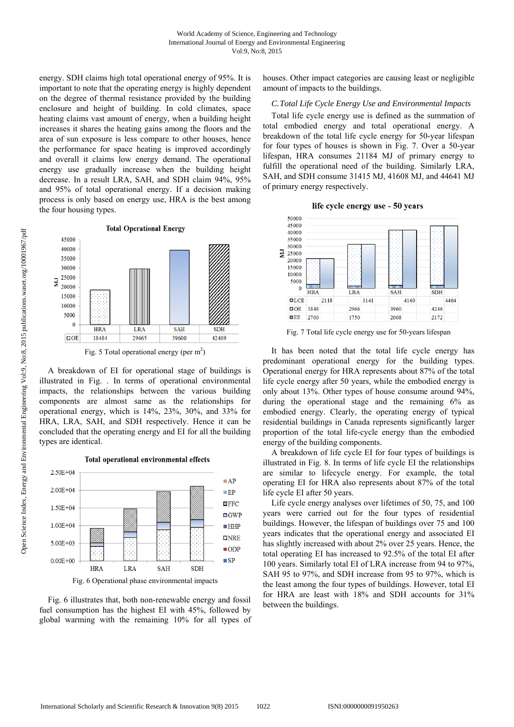energy. SDH claims high total operational energy of 95%. It is important to note that the operating energy is highly dependent on the degree of thermal resistance provided by the building enclosure and height of building. In cold climates, space heating claims vast amount of energy, when a building height increases it shares the heating gains among the floors and the area of sun exposure is less compare to other houses, hence the performance for space heating is improved accordingly and overall it claims low energy demand. The operational energy use gradually increase when the building height decrease. In a result LRA, SAH, and SDH claim 94%, 95% and 95% of total operational energy. If a decision making process is only based on energy use, HRA is the best among the four housing types.

**Total Operational Energy**

| | HRA | LRA | SAH | SDH |
|---|---|---|---|---|
| OE | 18484 | 29665 | 39600 | 42469 |

Fig. 5 Total operational energy (per $m^2$)

A breakdown of EI for operational stage of buildings is illustrated in Fig. . In terms of operational environmental impacts, the relationships between the various building components are almost same as the relationships for operational energy, which is 14%, 23%, 30%, and 33% for HRA, LRA, SAH, and SDH respectively. Hence it can be concluded that the operating energy and EI for all the building types are identical.

**Total operational environmental effects**

Fig. 6 Operational phase environmental impacts

Fig. 6 illustrates that, both non-renewable energy and fossil fuel consumption has the highest EI with 45%, followed by global warming with the remaining 10% for all types of houses. Other impact categories are causing least or negligible amount of impacts to the buildings.

### *C. Total Life Cycle Energy Use and Environmental Impacts*

Total life cycle energy use is defined as the summation of total embodied energy and total operational energy. A breakdown of the total life cycle energy for 50-year lifespan for four types of houses is shown in Fig. 7. Over a 50-year lifespan, HRA consumes 21184 MJ of primary energy to fulfill the operational need of the building. Similarly LRA, SAH, and SDH consume 31415 MJ, 41608 MJ, and 44641 MJ of primary energy respectively.

**life cycle energy use - 50 years**

| | HRA | LRA | SAH | SDH |
|---|---|---|---|---|
| LCE | 2118 | 3141 | 4160 | 4464 |
| OE | 1848 | 2966 | 3960 | 4246 |
| EE | 2700 | 1750 | 2008 | 2172 |

Fig. 7 Total life cycle energy use for 50-years lifespan

It has been noted that the total life cycle energy has predominant operational energy for the building types. Operational energy for HRA represents about 87% of the total life cycle energy after 50 years, while the embodied energy is only about 13%. Other types of house consume around 94%, during the operational stage and the remaining 6% as embodied energy. Clearly, the operating energy of typical residential buildings in Canada represents significantly larger proportion of the total life-cycle energy than the embodied energy of the building components.

A breakdown of life cycle EI for four types of buildings is illustrated in Fig. 8. In terms of life cycle EI the relationships are similar to lifecycle energy. For example, the total operating EI for HRA also represents about 87% of the total life cycle EI after 50 years.

Life cycle energy analyses over lifetimes of 50, 75, and 100 years were carried out for the four types of residential buildings. However, the lifespan of buildings over 75 and 100 years indicates that the operational energy and associated EI has slightly increased with about 2% over 25 years. Hence, the total operating EI has increased to 92.5% of the total EI after 100 years. Similarly total EI of LRA increase from 94 to 97%, SAH 95 to 97%, and SDH increase from 95 to 97%, which is the least among the four types of buildings. However, total EI for HRA are least with 18% and SDH accounts for 31% between the buildings.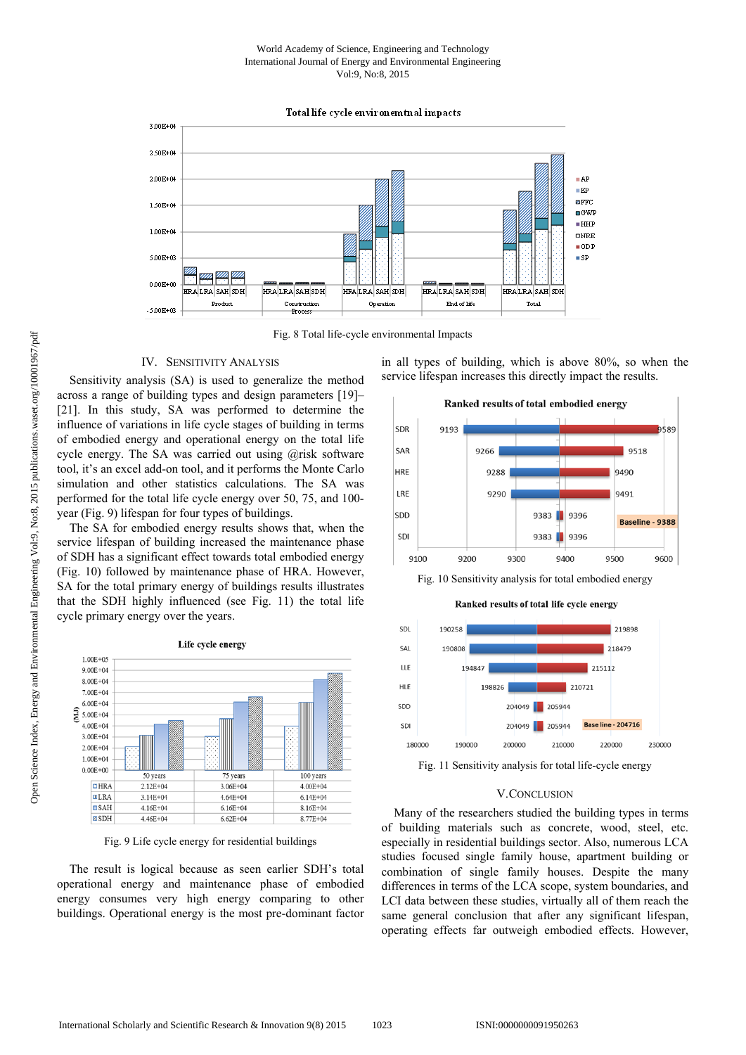Fig. 8 Total life-cycle environmental Impacts

## IV. Sensitivity Analysis

Sensitivity analysis (SA) is used to generalize the method across a range of building types and design parameters [19]–[21]. In this study, SA was performed to determine the influence of variations in life cycle stages of building in terms of embodied energy and operational energy on the total life cycle energy. The SA was carried out using @risk software tool, it's an excel add-on tool, and it performs the Monte Carlo simulation and other statistics calculations. The SA was performed for the total life cycle energy over 50, 75, and 100-year (Fig. 9) lifespan for four types of buildings.

The SA for embodied energy results shows that, when the service lifespan of building increased the maintenance phase of SDH has a significant effect towards total embodied energy (Fig. 10) followed by maintenance phase of HRA. However, SA for the total primary energy of buildings results illustrates that the SDH highly influenced (see Fig. 11) the total life cycle primary energy over the years.

| | 50 years | 75 years | 100 years |
|---|---|---|---|
| HRA | 2.12E+04 | 3.06E+04 | 4.00E+04 |
| LRA | 3.14E+04 | 4.64E+04 | 6.14E+04 |
| SAH | 4.16E+04 | 6.16E+04 | 8.16E+04 |
| SDH | 4.46E+04 | 6.62E+04 | 8.77E+04 |

Fig. 9 Life cycle energy for residential buildings

The result is logical because as seen earlier SDH's total operational energy and maintenance phase of embodied energy consumes very high energy comparing to other buildings. Operational energy is the most pre-dominant factor in all types of building, which is above 80%, so when the service lifespan increases this directly impact the results.

Fig. 10 Sensitivity analysis for total embodied energy

Fig. 11 Sensitivity analysis for total life-cycle energy

## V. Conclusion

Many of the researchers studied the building types in terms of building materials such as concrete, wood, steel, etc. especially in residential buildings sector. Also, numerous LCA studies focused single family house, apartment building or combination of single family houses. Despite the many differences in terms of the LCA scope, system boundaries, and LCI data between these studies, virtually all of them reach the same general conclusion that after any significant lifespan, operating effects far outweigh embodied effects. However,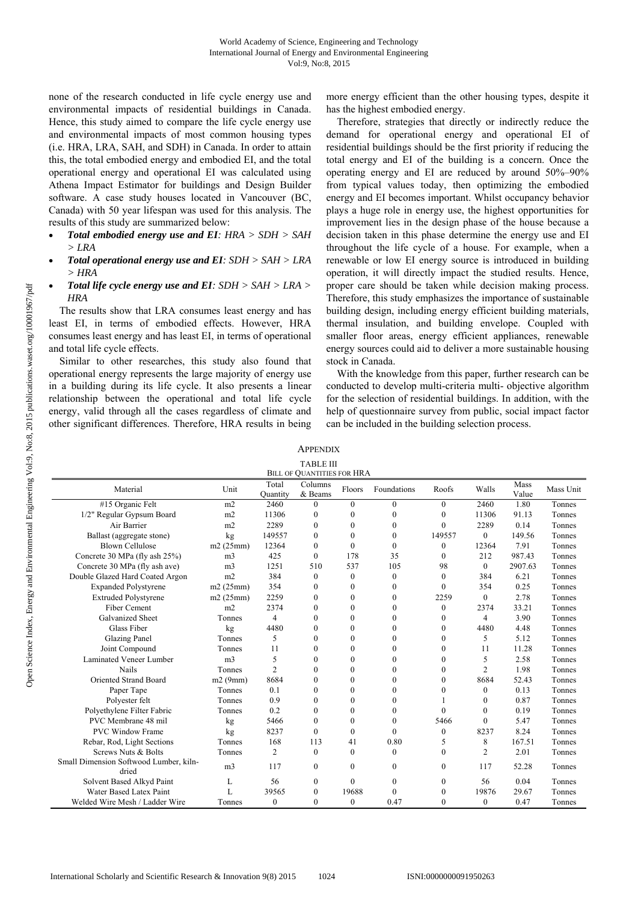none of the research conducted in life cycle energy use and environmental impacts of residential buildings in Canada. Hence, this study aimed to compare the life cycle energy use and environmental impacts of most common housing types (i.e. HRA, LRA, SAH, and SDH) in Canada. In order to attain this, the total embodied energy and embodied EI, and the total operational energy and operational EI was calculated using Athena Impact Estimator for buildings and Design Builder software. A case study houses located in Vancouver (BC, Canada) with 50 year lifespan was used for this analysis. The results of this study are summarized below:

- ***Total embodied energy use and EI**: HRA > SDH > SAH > LRA*
- ***Total operational energy use and EI**: SDH > SAH > LRA > HRA*
- ***Total life cycle energy use and EI**: SDH > SAH > LRA > HRA*

The results show that LRA consumes least energy and has least EI, in terms of embodied effects. However, HRA consumes least energy and has least EI, in terms of operational and total life cycle effects.

Similar to other researches, this study also found that operational energy represents the large majority of energy use in a building during its life cycle. It also presents a linear relationship between the operational and total life cycle energy, valid through all the cases regardless of climate and other significant differences. Therefore, HRA results in being more energy efficient than the other housing types, despite it has the highest embodied energy.

Therefore, strategies that directly or indirectly reduce the demand for operational energy and operational EI of residential buildings should be the first priority if reducing the total energy and EI of the building is a concern. Once the operating energy and EI are reduced by around 50%–90% from typical values today, then optimizing the embodied energy and EI becomes important. Whilst occupancy behavior plays a huge role in energy use, the highest opportunities for improvement lies in the design phase of the house because a decision taken in this phase determine the energy use and EI throughout the life cycle of a house. For example, when a renewable or low EI energy source is introduced in building operation, it will directly impact the studied results. Hence, proper care should be taken while decision making process. Therefore, this study emphasizes the importance of sustainable building design, including energy efficient building materials, thermal insulation, and building envelope. Coupled with smaller floor areas, energy efficient appliances, renewable energy sources could aid to deliver a more sustainable housing stock in Canada.

With the knowledge from this paper, further research can be conducted to develop multi-criteria multi- objective algorithm for the selection of residential buildings. In addition, with the help of questionnaire survey from public, social impact factor can be included in the building selection process.

## Appendix

TABLE III
BILL OF QUANTITIES FOR HRA

| Material | Unit | Total Quantity | Columns & Beams | Floors | Foundations | Roofs | Walls | Mass Value | Mass Unit |
|---|---|---|---|---|---|---|---|---|---|
| #15 Organic Felt | m2 | 2460 | 0 | 0 | 0 | 0 | 2460 | 1.80 | Tonnes |
| 1/2" Regular Gypsum Board | m2 | 11306 | 0 | 0 | 0 | 0 | 11306 | 91.13 | Tonnes |
| Air Barrier | m2 | 2289 | 0 | 0 | 0 | 0 | 2289 | 0.14 | Tonnes |
| Ballast (aggregate stone) | kg | 149557 | 0 | 0 | 0 | 149557 | 0 | 149.56 | Tonnes |
| Blown Cellulose | m2 (25mm) | 12364 | 0 | 0 | 0 | 0 | 12364 | 7.91 | Tonnes |
| Concrete 30 MPa (fly ash 25%) | m3 | 425 | 0 | 178 | 35 | 0 | 212 | 987.43 | Tonnes |
| Concrete 30 MPa (fly ash ave) | m3 | 1251 | 510 | 537 | 105 | 98 | 0 | 2907.63 | Tonnes |
| Double Glazed Hard Coated Argon | m2 | 384 | 0 | 0 | 0 | 0 | 384 | 6.21 | Tonnes |
| Expanded Polystyrene | m2 (25mm) | 354 | 0 | 0 | 0 | 0 | 354 | 0.25 | Tonnes |
| Extruded Polystyrene | m2 (25mm) | 2259 | 0 | 0 | 0 | 2259 | 0 | 2.78 | Tonnes |
| Fiber Cement | m2 | 2374 | 0 | 0 | 0 | 0 | 2374 | 33.21 | Tonnes |
| Galvanized Sheet | Tonnes | 4 | 0 | 0 | 0 | 0 | 4 | 3.90 | Tonnes |
| Glass Fiber | kg | 4480 | 0 | 0 | 0 | 0 | 4480 | 4.48 | Tonnes |
| Glazing Panel | Tonnes | 5 | 0 | 0 | 0 | 0 | 5 | 5.12 | Tonnes |
| Joint Compound | Tonnes | 11 | 0 | 0 | 0 | 0 | 11 | 11.28 | Tonnes |
| Laminated Veneer Lumber | m3 | 5 | 0 | 0 | 0 | 0 | 5 | 2.58 | Tonnes |
| Nails | Tonnes | 2 | 0 | 0 | 0 | 0 | 2 | 1.98 | Tonnes |
| Oriented Strand Board | m2 (9mm) | 8684 | 0 | 0 | 0 | 0 | 8684 | 52.43 | Tonnes |
| Paper Tape | Tonnes | 0.1 | 0 | 0 | 0 | 0 | 0 | 0.13 | Tonnes |
| Polyester felt | Tonnes | 0.9 | 0 | 0 | 0 | 1 | 0 | 0.87 | Tonnes |
| Polyethylene Filter Fabric | Tonnes | 0.2 | 0 | 0 | 0 | 0 | 0 | 0.19 | Tonnes |
| PVC Membrane 48 mil | kg | 5466 | 0 | 0 | 0 | 5466 | 0 | 5.47 | Tonnes |
| PVC Window Frame | kg | 8237 | 0 | 0 | 0 | 0 | 8237 | 8.24 | Tonnes |
| Rebar, Rod, Light Sections | Tonnes | 168 | 113 | 41 | 0.80 | 5 | 8 | 167.51 | Tonnes |
| Screws Nuts & Bolts | Tonnes | 2 | 0 | 0 | 0 | 0 | 2 | 2.01 | Tonnes |
| Small Dimension Softwood Lumber, kiln-dried | m3 | 117 | 0 | 0 | 0 | 0 | 117 | 52.28 | Tonnes |
| Solvent Based Alkyd Paint | L | 56 | 0 | 0 | 0 | 0 | 56 | 0.04 | Tonnes |
| Water Based Latex Paint | L | 39565 | 0 | 19688 | 0 | 0 | 19876 | 29.67 | Tonnes |
| Welded Wire Mesh / Ladder Wire | Tonnes | 0 | 0 | 0 | 0.47 | 0 | 0 | 0.47 | Tonnes |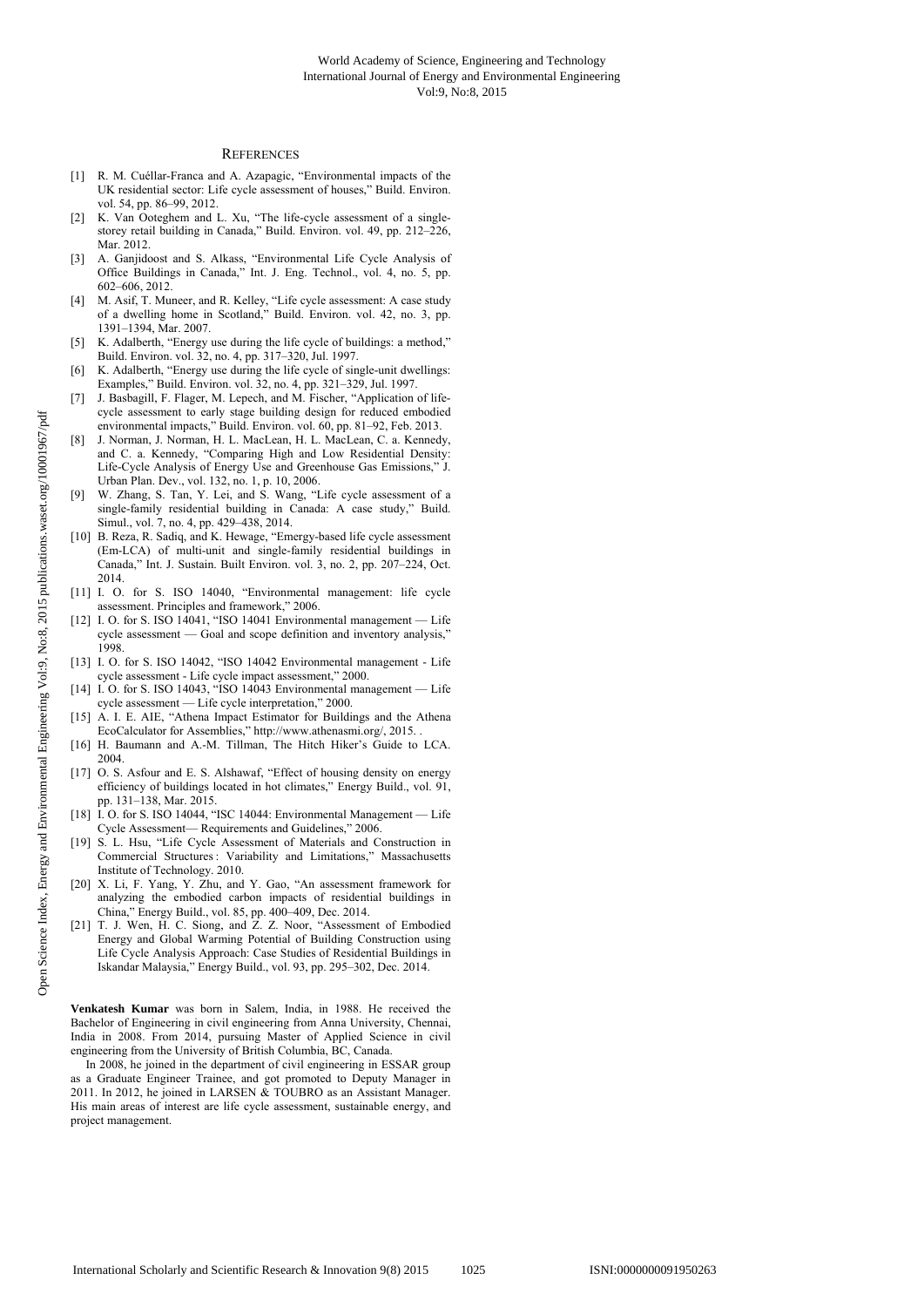## References

[1] R. M. Cuéllar-Franca and A. Azapagic, "Environmental impacts of the UK residential sector: Life cycle assessment of houses," Build. Environ. vol. 54, pp. 86–99, 2012.

[2] K. Van Ooteghem and L. Xu, "The life-cycle assessment of a single-storey retail building in Canada," Build. Environ. vol. 49, pp. 212–226, Mar. 2012.

[3] A. Ganjidoost and S. Alkass, "Environmental Life Cycle Analysis of Office Buildings in Canada," Int. J. Eng. Technol., vol. 4, no. 5, pp. 602–606, 2012.

[4] M. Asif, T. Muneer, and R. Kelley, "Life cycle assessment: A case study of a dwelling home in Scotland," Build. Environ. vol. 42, no. 3, pp. 1391–1394, Mar. 2007.

[5] K. Adalberth, "Energy use during the life cycle of buildings: a method," Build. Environ. vol. 32, no. 4, pp. 317–320, Jul. 1997.

[6] K. Adalberth, "Energy use during the life cycle of single-unit dwellings: Examples," Build. Environ. vol. 32, no. 4, pp. 321–329, Jul. 1997.

[7] J. Basbagill, F. Flager, M. Lepech, and M. Fischer, "Application of life-cycle assessment to early stage building design for reduced embodied environmental impacts," Build. Environ. vol. 60, pp. 81–92, Feb. 2013.

[8] J. Norman, J. Norman, H. L. MacLean, H. L. MacLean, C. a. Kennedy, and C. a. Kennedy, "Comparing High and Low Residential Density: Life-Cycle Analysis of Energy Use and Greenhouse Gas Emissions," J. Urban Plan. Dev., vol. 132, no. 1, p. 10, 2006.

[9] W. Zhang, S. Tan, Y. Lei, and S. Wang, "Life cycle assessment of a single-family residential building in Canada: A case study," Build. Simul., vol. 7, no. 4, pp. 429–438, 2014.

[10] B. Reza, R. Sadiq, and K. Hewage, "Emergy-based life cycle assessment (Em-LCA) of multi-unit and single-family residential buildings in Canada," Int. J. Sustain. Built Environ. vol. 3, no. 2, pp. 207–224, Oct. 2014.

[11] I. O. for S. ISO 14040, "Environmental management: life cycle assessment. Principles and framework," 2006.

[12] I. O. for S. ISO 14041, "ISO 14041 Environmental management — Life cycle assessment — Goal and scope definition and inventory analysis," 1998.

[13] I. O. for S. ISO 14042, "ISO 14042 Environmental management - Life cycle assessment - Life cycle impact assessment," 2000.

[14] I. O. for S. ISO 14043, "ISO 14043 Environmental management — Life cycle assessment — Life cycle interpretation," 2000.

[15] A. I. E. AIE, "Athena Impact Estimator for Buildings and the Athena EcoCalculator for Assemblies," http://www.athenasmi.org/, 2015. .

[16] H. Baumann and A.-M. Tillman, The Hitch Hiker's Guide to LCA. 2004.

[17] O. S. Asfour and E. S. Alshawaf, "Effect of housing density on energy efficiency of buildings located in hot climates," Energy Build., vol. 91, pp. 131–138, Mar. 2015.

[18] I. O. for S. ISO 14044, "ISC 14044: Environmental Management — Life Cycle Assessment— Requirements and Guidelines," 2006.

[19] S. L. Hsu, "Life Cycle Assessment of Materials and Construction in Commercial Structures : Variability and Limitations," Massachusetts Institute of Technology. 2010.

[20] X. Li, F. Yang, Y. Zhu, and Y. Gao, "An assessment framework for analyzing the embodied carbon impacts of residential buildings in China," Energy Build., vol. 85, pp. 400–409, Dec. 2014.

[21] T. J. Wen, H. C. Siong, and Z. Z. Noor, "Assessment of Embodied Energy and Global Warming Potential of Building Construction using Life Cycle Analysis Approach: Case Studies of Residential Buildings in Iskandar Malaysia," Energy Build., vol. 93, pp. 295–302, Dec. 2014.

**Venkatesh Kumar** was born in Salem, India, in 1988. He received the Bachelor of Engineering in civil engineering from Anna University, Chennai, India in 2008. From 2014, pursuing Master of Applied Science in civil engineering from the University of British Columbia, BC, Canada.

In 2008, he joined in the department of civil engineering in ESSAR group as a Graduate Engineer Trainee, and got promoted to Deputy Manager in 2011. In 2012, he joined in LARSEN & TOUBRO as an Assistant Manager. His main areas of interest are life cycle assessment, sustainable energy, and project management.